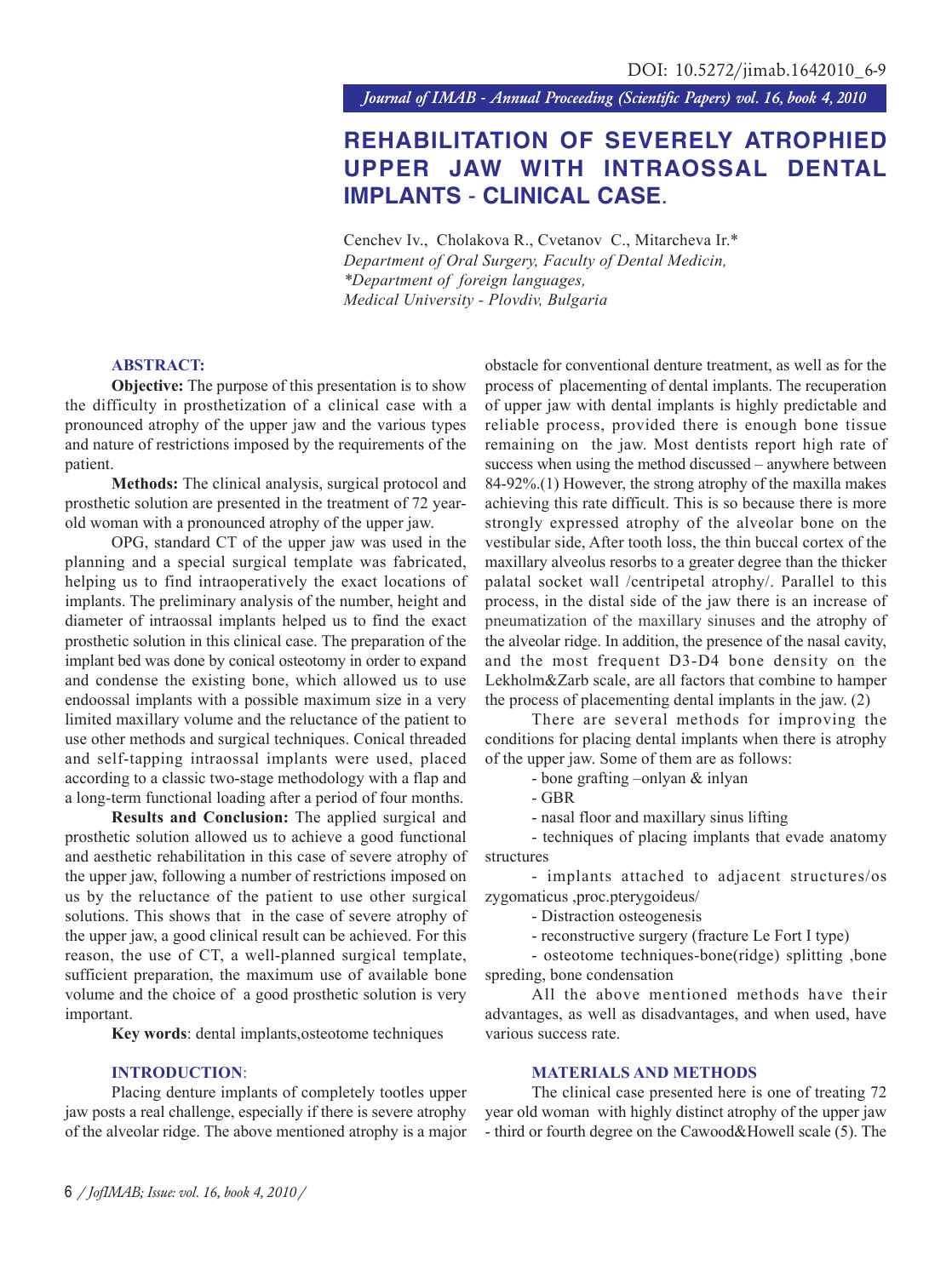DOI: 10.5272/jimab.1642010_6-9

# REHABILITATION OF SEVERELY ATROPHIED UPPER JAW WITH INTRAOSSAL DENTAL IMPLANTS - CLINICAL CASE.

Cenchev Iv., Cholakova R., Cvetanov C., Mitarcheva Ir.*
*Department of Oral Surgery, Faculty of Dental Medicin,*
*\*Department of foreign languages,*
*Medical University - Plovdiv, Bulgaria*

## ABSTRACT:

**Objective:** The purpose of this presentation is to show the difficulty in prosthetization of a clinical case with a pronounced atrophy of the upper jaw and the various types and nature of restrictions imposed by the requirements of the patient.

**Methods:** The clinical analysis, surgical protocol and prosthetic solution are presented in the treatment of 72 year-old woman with a pronounced atrophy of the upper jaw.

OPG, standard CT of the upper jaw was used in the planning and a special surgical template was fabricated, helping us to find intraoperatively the exact locations of implants. The preliminary analysis of the number, height and diameter of intraossal implants helped us to find the exact prosthetic solution in this clinical case. The preparation of the implant bed was done by conical osteotomy in order to expand and condense the existing bone, which allowed us to use endoossal implants with a possible maximum size in a very limited maxillary volume and the reluctance of the patient to use other methods and surgical techniques. Conical threaded and self-tapping intraossal implants were used, placed according to a classic two-stage methodology with a flap and a long-term functional loading after a period of four months.

**Results and Conclusion:** The applied surgical and prosthetic solution allowed us to achieve a good functional and aesthetic rehabilitation in this case of severe atrophy of the upper jaw, following a number of restrictions imposed on us by the reluctance of the patient to use other surgical solutions. This shows that in the case of severe atrophy of the upper jaw, a good clinical result can be achieved. For this reason, the use of CT, a well-planned surgical template, sufficient preparation, the maximum use of available bone volume and the choice of a good prosthetic solution is very important.

**Key words**: dental implants,osteotome techniques

## INTRODUCTION:

Placing denture implants of completely tootles upper jaw posts a real challenge, especially if there is severe atrophy of the alveolar ridge. The above mentioned atrophy is a major obstacle for conventional denture treatment, as well as for the process of placementing of dental implants. The recuperation of upper jaw with dental implants is highly predictable and reliable process, provided there is enough bone tissue remaining on the jaw. Most dentists report high rate of success when using the method discussed – anywhere between 84-92%.(1) However, the strong atrophy of the maxilla makes achieving this rate difficult. This is so because there is more strongly expressed atrophy of the alveolar bone on the vestibular side, After tooth loss, the thin buccal cortex of the maxillary alveolus resorbs to a greater degree than the thicker palatal socket wall /centripetal atrophy/. Parallel to this process, in the distal side of the jaw there is an increase of pneumatization of the maxillary sinuses and the atrophy of the alveolar ridge. In addition, the presence of the nasal cavity, and the most frequent D3-D4 bone density on the Lekholm&Zarb scale, are all factors that combine to hamper the process of placementing dental implants in the jaw. (2)

There are several methods for improving the conditions for placing dental implants when there is atrophy of the upper jaw. Some of them are as follows:

- bone grafting –onlyan & inlyan
- GBR
- nasal floor and maxillary sinus lifting
- techniques of placing implants that evade anatomy structures
- implants attached to adjacent structures/os zygomaticus ,proc.pterygoideus/
- Distraction osteogenesis
- reconstructive surgery (fracture Le Fort I type)
- osteotome techniques-bone(ridge) splitting ,bone spreding, bone condensation

All the above mentioned methods have their advantages, as well as disadvantages, and when used, have various success rate.

## MATERIALS AND METHODS

The clinical case presented here is one of treating 72 year old woman with highly distinct atrophy of the upper jaw - third or fourth degree on the Cawood&Howell scale (5). The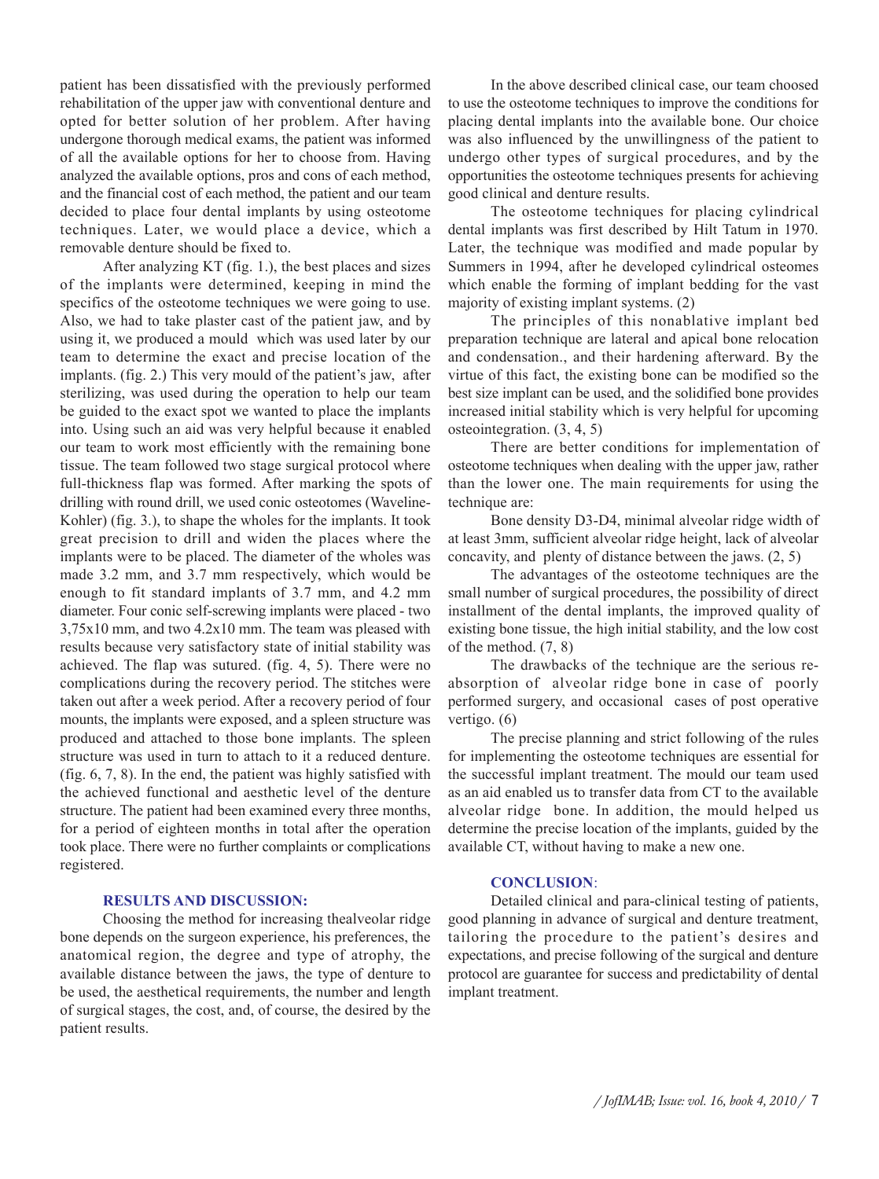patient has been dissatisfied with the previously performed rehabilitation of the upper jaw with conventional denture and opted for better solution of her problem. After having undergone thorough medical exams, the patient was informed of all the available options for her to choose from. Having analyzed the available options, pros and cons of each method, and the financial cost of each method, the patient and our team decided to place four dental implants by using osteotome techniques. Later, we would place a device, which a removable denture should be fixed to.

After analyzing KT (fig. 1.), the best places and sizes of the implants were determined, keeping in mind the specifics of the osteotome techniques we were going to use. Also, we had to take plaster cast of the patient jaw, and by using it, we produced a mould which was used later by our team to determine the exact and precise location of the implants. (fig. 2.) This very mould of the patient's jaw, after sterilizing, was used during the operation to help our team be guided to the exact spot we wanted to place the implants into. Using such an aid was very helpful because it enabled our team to work most efficiently with the remaining bone tissue. The team followed two stage surgical protocol where full-thickness flap was formed. After marking the spots of drilling with round drill, we used conic osteotomes (Waveline-Kohler) (fig. 3.), to shape the wholes for the implants. It took great precision to drill and widen the places where the implants were to be placed. The diameter of the wholes was made 3.2 mm, and 3.7 mm respectively, which would be enough to fit standard implants of 3.7 mm, and 4.2 mm diameter. Four conic self-screwing implants were placed - two 3,75x10 mm, and two 4.2x10 mm. The team was pleased with results because very satisfactory state of initial stability was achieved. The flap was sutured. (fig. 4, 5). There were no complications during the recovery period. The stitches were taken out after a week period. After a recovery period of four mounts, the implants were exposed, and a spleen structure was produced and attached to those bone implants. The spleen structure was used in turn to attach to it a reduced denture. (fig. 6, 7, 8). In the end, the patient was highly satisfied with the achieved functional and aesthetic level of the denture structure. The patient had been examined every three months, for a period of eighteen months in total after the operation took place. There were no further complaints or complications registered.

## RESULTS AND DISCUSSION:

Choosing the method for increasing thealveolar ridge bone depends on the surgeon experience, his preferences, the anatomical region, the degree and type of atrophy, the available distance between the jaws, the type of denture to be used, the aesthetical requirements, the number and length of surgical stages, the cost, and, of course, the desired by the patient results.

In the above described clinical case, our team choosed to use the osteotome techniques to improve the conditions for placing dental implants into the available bone. Our choice was also influenced by the unwillingness of the patient to undergo other types of surgical procedures, and by the opportunities the osteotome techniques presents for achieving good clinical and denture results.

The osteotome techniques for placing cylindrical dental implants was first described by Hilt Tatum in 1970. Later, the technique was modified and made popular by Summers in 1994, after he developed cylindrical osteomes which enable the forming of implant bedding for the vast majority of existing implant systems. (2)

The principles of this nonablative implant bed preparation technique are lateral and apical bone relocation and condensation., and their hardening afterward. By the virtue of this fact, the existing bone can be modified so the best size implant can be used, and the solidified bone provides increased initial stability which is very helpful for upcoming osteointegration. (3, 4, 5)

There are better conditions for implementation of osteotome techniques when dealing with the upper jaw, rather than the lower one. The main requirements for using the technique are:

Bone density D3-D4, minimal alveolar ridge width of at least 3mm, sufficient alveolar ridge height, lack of alveolar concavity, and plenty of distance between the jaws. (2, 5)

The advantages of the osteotome techniques are the small number of surgical procedures, the possibility of direct installment of the dental implants, the improved quality of existing bone tissue, the high initial stability, and the low cost of the method. (7, 8)

The drawbacks of the technique are the serious re-absorption of alveolar ridge bone in case of poorly performed surgery, and occasional cases of post operative vertigo. (6)

The precise planning and strict following of the rules for implementing the osteotome techniques are essential for the successful implant treatment. The mould our team used as an aid enabled us to transfer data from CT to the available alveolar ridge bone. In addition, the mould helped us determine the precise location of the implants, guided by the available CT, without having to make a new one.

## CONCLUSION:

Detailed clinical and para-clinical testing of patients, good planning in advance of surgical and denture treatment, tailoring the procedure to the patient's desires and expectations, and precise following of the surgical and denture protocol are guarantee for success and predictability of dental implant treatment.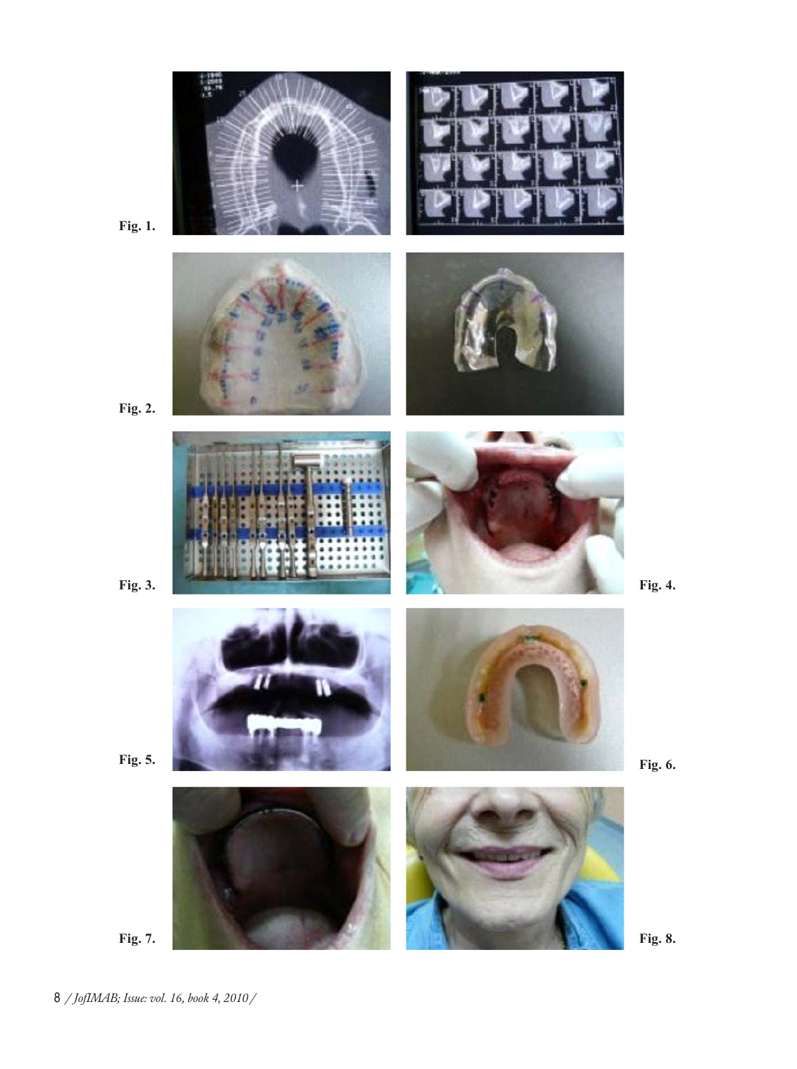Fig. 1.

Fig. 2.

Fig. 3.

Fig. 4.

Fig. 5.

Fig. 6.

Fig. 7.

Fig. 8.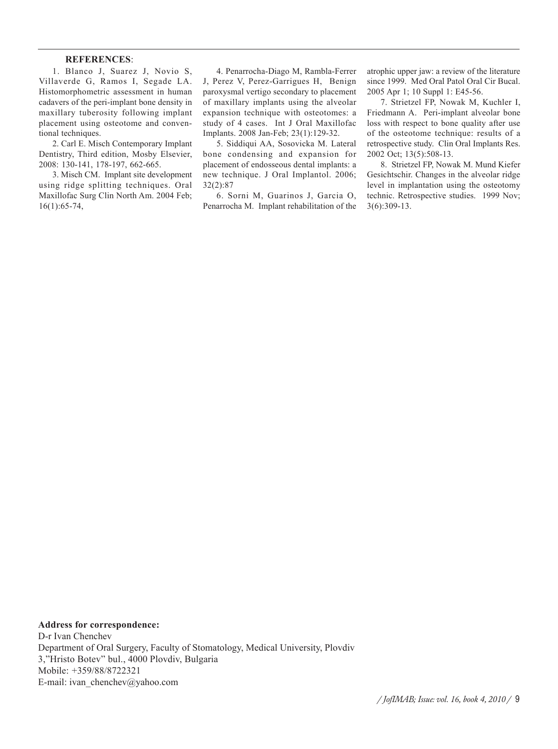**REFERENCES**:

1. Blanco J, Suarez J, Novio S, Villaverde G, Ramos I, Segade LA. Histomorphometric assessment in human cadavers of the peri-implant bone density in maxillary tuberosity following implant placement using osteotome and conventional techniques.

2. Carl E. Misch Contemporary Implant Dentistry, Third edition, Mosby Elsevier, 2008: 130-141, 178-197, 662-665.

3. Misch CM. Implant site development using ridge splitting techniques. Oral Maxillofac Surg Clin North Am. 2004 Feb; 16(1):65-74,

4. Penarrocha-Diago M, Rambla-Ferrer J, Perez V, Perez-Garrigues H, Benign paroxysmal vertigo secondary to placement of maxillary implants using the alveolar expansion technique with osteotomes: a study of 4 cases. Int J Oral Maxillofac Implants. 2008 Jan-Feb; 23(1):129-32.

5. Siddiqui AA, Sosovicka M. Lateral bone condensing and expansion for placement of endosseous dental implants: a new technique. J Oral Implantol. 2006; 32(2):87

6. Sorni M, Guarinos J, Garcia O, Penarrocha M. Implant rehabilitation of the atrophic upper jaw: a review of the literature since 1999. Med Oral Patol Oral Cir Bucal. 2005 Apr 1; 10 Suppl 1: E45-56.

7. Strietzel FP, Nowak M, Kuchler I, Friedmann A. Peri-implant alveolar bone loss with respect to bone quality after use of the osteotome technique: results of a retrospective study. Clin Oral Implants Res. 2002 Oct; 13(5):508-13.

8. Strietzel FP, Nowak M. Mund Kiefer Gesichtschir. Changes in the alveolar ridge level in implantation using the osteotomy technic. Retrospective studies. 1999 Nov; 3(6):309-13.

**Address for correspondence:**
D-r Ivan Chenchev
Department of Oral Surgery, Faculty of Stomatology, Medical University, Plovdiv
3,"Hristo Botev" bul., 4000 Plovdiv, Bulgaria
Mobile: +359/88/8722321
E-mail: ivan_chenchev@yahoo.com